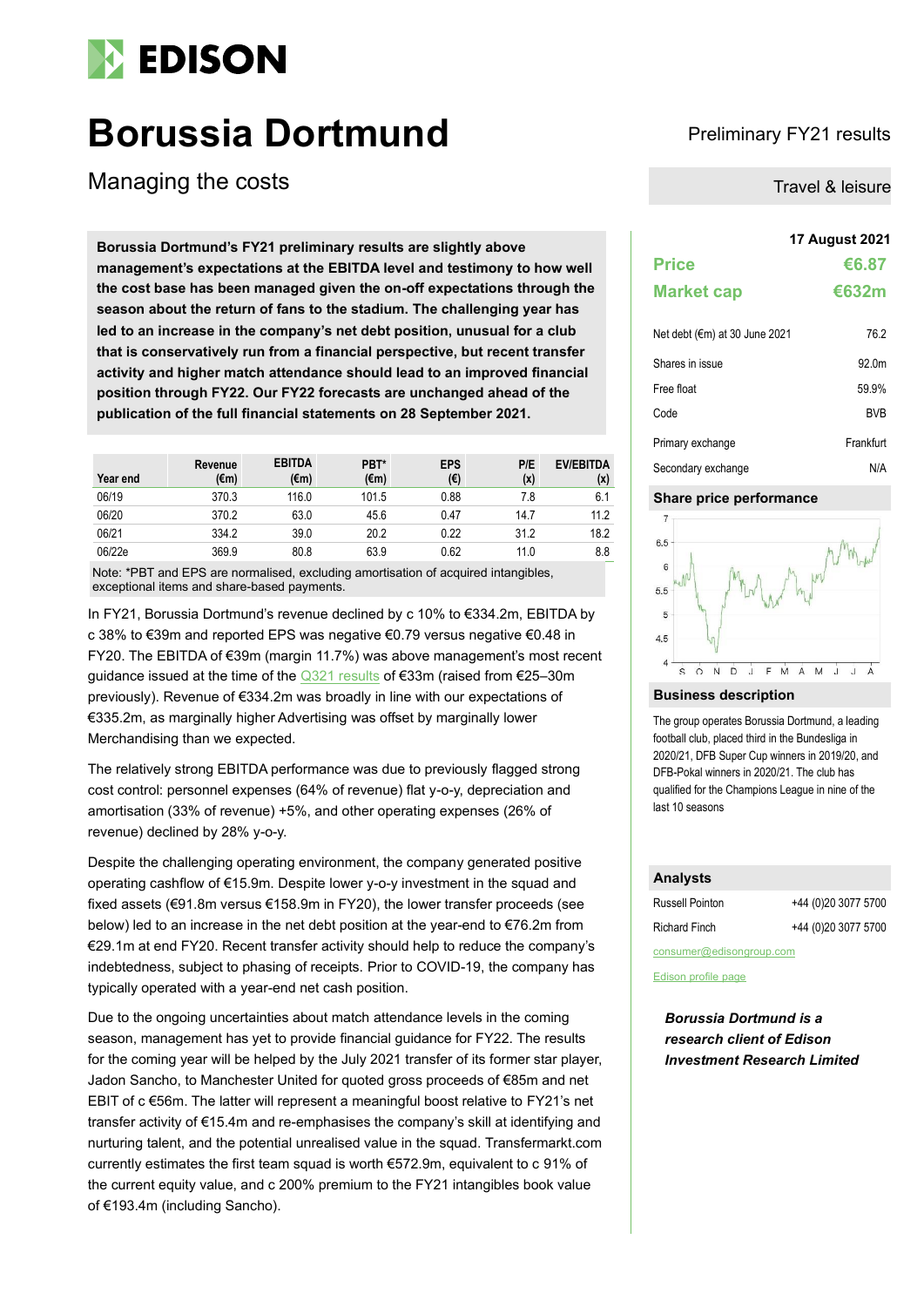# Borussia Dortmund

## Managing the costs

Preliminary FY21 results

Travel & leisure

**Borussia Dortmund's FY21 preliminary results are slightly above management's expectations at the EBITDA level and testimony to how well the cost base has been managed given the on-off expectations through the season about the return of fans to the stadium. The challenging year has led to an increase in the company's net debt position, unusual for a club that is conservatively run from a financial perspective, but recent transfer activity and higher match attendance should lead to an improved financial position through FY22. Our FY22 forecasts are unchanged ahead of the publication of the full financial statements on 28 September 2021.**

| Year end | Revenue (€m) | EBITDA (€m) | PBT* (€m) | EPS (€) | P/E (x) | EV/EBITDA (x) |
|---|---|---|---|---|---|---|
| 06/19 | 370.3 | 116.0 | 101.5 | 0.88 | 7.8 | 6.1 |
| 06/20 | 370.2 | 63.0 | 45.6 | 0.47 | 14.7 | 11.2 |
| 06/21 | 334.2 | 39.0 | 20.2 | 0.22 | 31.2 | 18.2 |
| 06/22e | 369.9 | 80.8 | 63.9 | 0.62 | 11.0 | 8.8 |

Note: *PBT and EPS are normalised, excluding amortisation of acquired intangibles, exceptional items and share-based payments.

In FY21, Borussia Dortmund's revenue declined by c 10% to €334.2m, EBITDA by c 38% to €39m and reported EPS was negative €0.79 versus negative €0.48 in FY20. The EBITDA of €39m (margin 11.7%) was above management's most recent guidance issued at the time of the Q321 results of €33m (raised from €25–30m previously). Revenue of €334.2m was broadly in line with our expectations of €335.2m, as marginally higher Advertising was offset by marginally lower Merchandising than we expected.

The relatively strong EBITDA performance was due to previously flagged strong cost control: personnel expenses (64% of revenue) flat y-o-y, depreciation and amortisation (33% of revenue) +5%, and other operating expenses (26% of revenue) declined by 28% y-o-y.

Despite the challenging operating environment, the company generated positive operating cashflow of €15.9m. Despite lower y-o-y investment in the squad and fixed assets (€91.8m versus €158.9m in FY20), the lower transfer proceeds (see below) led to an increase in the net debt position at the year-end to €76.2m from €29.1m at end FY20. Recent transfer activity should help to reduce the company's indebtedness, subject to phasing of receipts. Prior to COVID-19, the company has typically operated with a year-end net cash position.

Due to the ongoing uncertainties about match attendance levels in the coming season, management has yet to provide financial guidance for FY22. The results for the coming year will be helped by the July 2021 transfer of its former star player, Jadon Sancho, to Manchester United for quoted gross proceeds of €85m and net EBIT of c €56m. The latter will represent a meaningful boost relative to FY21's net transfer activity of €15.4m and re-emphasises the company's skill at identifying and nurturing talent, and the potential unrealised value in the squad. Transfermarkt.com currently estimates the first team squad is worth €572.9m, equivalent to c 91% of the current equity value, and c 200% premium to the FY21 intangibles book value of €193.4m (including Sancho).

**17 August 2021**

| | |
|---|---|
| **Price** | **€6.87** |
| **Market cap** | **€632m** |

| | |
|---|---|
| Net debt (€m) at 30 June 2021 | 76.2 |
| Shares in issue | 92.0m |
| Free float | 59.9% |
| Code | BVB |
| Primary exchange | Frankfurt |
| Secondary exchange | N/A |

### Share price performance

### Business description

The group operates Borussia Dortmund, a leading football club, placed third in the Bundesliga in 2020/21, DFB Super Cup winners in 2019/20, and DFB-Pokal winners in 2020/21. The club has qualified for the Champions League in nine of the last 10 seasons

### Analysts

| | |
|---|---|
| Russell Pointon | +44 (0)20 3077 5700 |
| Richard Finch | +44 (0)20 3077 5700 |

consumer@edisongroup.com

Edison profile page

***Borussia Dortmund is a research client of Edison Investment Research Limited***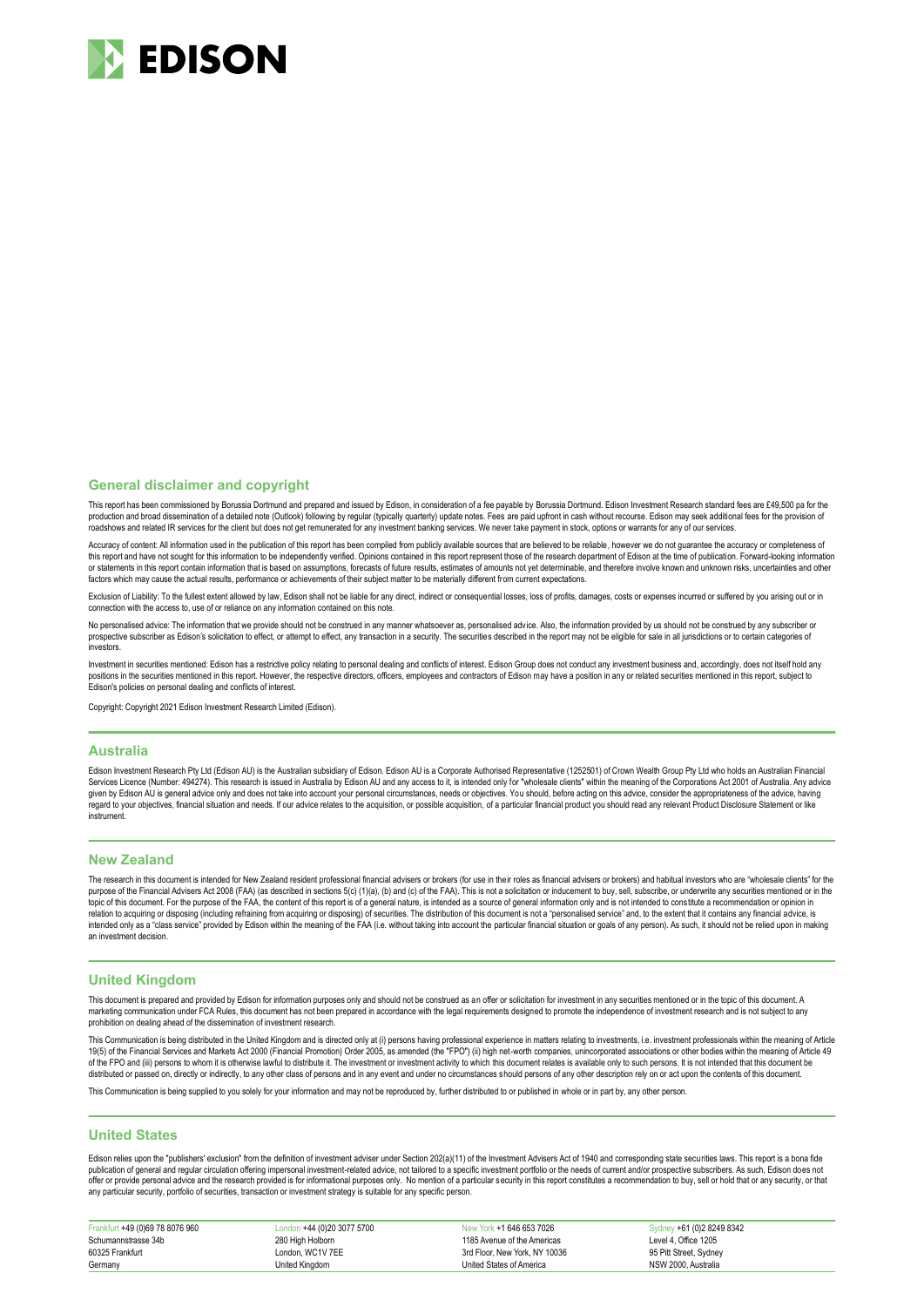## General disclaimer and copyright

This report has been commissioned by Borussia Dortmund and prepared and issued by Edison, in consideration of a fee payable by Borussia Dortmund. Edison Investment Research standard fees are £49,500 pa for the production and broad dissemination of a detailed note (Outlook) following by regular (typically quarterly) update notes. Fees are paid upfront in cash without recourse. Edison may seek additional fees for the provision of roadshows and related IR services for the client but does not get remunerated for any investment banking services. We never take payment in stock, options or warrants for any of our services.

Accuracy of content: All information used in the publication of this report has been compiled from publicly available sources that are believed to be reliable, however we do not guarantee the accuracy or completeness of this report and have not sought for this information to be independently verified. Opinions contained in this report represent those of the research department of Edison at the time of publication. Forward-looking information or statements in this report contain information that is based on assumptions, forecasts of future results, estimates of amounts not yet determinable, and therefore involve known and unknown risks, uncertainties and other factors which may cause the actual results, performance or achievements of their subject matter to be materially different from current expectations.

Exclusion of Liability: To the fullest extent allowed by law, Edison shall not be liable for any direct, indirect or consequential losses, loss of profits, damages, costs or expenses incurred or suffered by you arising out or in connection with the access to, use of or reliance on any information contained on this note.

No personalised advice: The information that we provide should not be construed in any manner whatsoever as, personalised advice. Also, the information provided by us should not be construed by any subscriber or prospective subscriber as Edison's solicitation to effect, or attempt to effect, any transaction in a security. The securities described in the report may not be eligible for sale in all jurisdictions or to certain categories of investors.

Investment in securities mentioned: Edison has a restrictive policy relating to personal dealing and conflicts of interest. Edison Group does not conduct any investment business and, accordingly, does not itself hold any positions in the securities mentioned in this report. However, the respective directors, officers, employees and contractors of Edison may have a position in any or related securities mentioned in this report, subject to Edison's policies on personal dealing and conflicts of interest.

Copyright: Copyright 2021 Edison Investment Research Limited (Edison).

## Australia

Edison Investment Research Pty Ltd (Edison AU) is the Australian subsidiary of Edison. Edison AU is a Corporate Authorised Representative (1252501) of Crown Wealth Group Pty Ltd who holds an Australian Financial Services Licence (Number: 494274). This research is issued in Australia by Edison AU and any access to it, is intended only for "wholesale clients" within the meaning of the Corporations Act 2001 of Australia. Any advice given by Edison AU is general advice only and does not take into account your personal circumstances, needs or objectives. You should, before acting on this advice, consider the appropriateness of the advice, having regard to your objectives, financial situation and needs. If our advice relates to the acquisition, or possible acquisition, of a particular financial product you should read any relevant Product Disclosure Statement or like instrument.

## New Zealand

The research in this document is intended for New Zealand resident professional financial advisers or brokers (for use in their roles as financial advisers or brokers) and habitual investors who are "wholesale clients" for the purpose of the Financial Advisers Act 2008 (FAA) (as described in sections 5(c) (1)(a), (b) and (c) of the FAA). This is not a solicitation or inducement to buy, sell, subscribe, or underwrite any securities mentioned or in the topic of this document. For the purpose of the FAA, the content of this report is of a general nature, is intended as a source of general information only and is not intended to constitute a recommendation or opinion in relation to acquiring or disposing (including refraining from acquiring or disposing) of securities. The distribution of this document is not a "personalised service" and, to the extent that it contains any financial advice, is intended only as a "class service" provided by Edison within the meaning of the FAA (i.e. without taking into account the particular financial situation or goals of any person). As such, it should not be relied upon in making an investment decision.

## United Kingdom

This document is prepared and provided by Edison for information purposes only and should not be construed as an offer or solicitation for investment in any securities mentioned or in the topic of this document. A marketing communication under FCA Rules, this document has not been prepared in accordance with the legal requirements designed to promote the independence of investment research and is not subject to any prohibition on dealing ahead of the dissemination of investment research.

This Communication is being distributed in the United Kingdom and is directed only at (i) persons having professional experience in matters relating to investments, i.e. investment professionals within the meaning of Article 19(5) of the Financial Services and Markets Act 2000 (Financial Promotion) Order 2005, as amended (the "FPO") (ii) high net-worth companies, unincorporated associations or other bodies within the meaning of Article 49 of the FPO and (iii) persons to whom it is otherwise lawful to distribute it. The investment or investment activity to which this document relates is available only to such persons. It is not intended that this document be distributed or passed on, directly or indirectly, to any other class of persons and in any event and under no circumstances should persons of any other description rely on or act upon the contents of this document.

This Communication is being supplied to you solely for your information and may not be reproduced by, further distributed to or published in whole or in part by, any other person.

## United States

Edison relies upon the "publishers' exclusion" from the definition of investment adviser under Section 202(a)(11) of the Investment Advisers Act of 1940 and corresponding state securities laws. This report is a bona fide publication of general and regular circulation offering impersonal investment-related advice, not tailored to a specific investment portfolio or the needs of current and/or prospective subscribers. As such, Edison does not offer or provide personal advice and the research provided is for informational purposes only. No mention of a particular security in this report constitutes a recommendation to buy, sell or hold that or any security, or that any particular security, portfolio of securities, transaction or investment strategy is suitable for any specific person.

Frankfurt +49 (0)69 78 8076 960
Schumannstrasse 34b
60325 Frankfurt
Germany

London +44 (0)20 3077 5700
280 High Holborn
London, WC1V 7EE
United Kingdom

New York +1 646 653 7026
1185 Avenue of the Americas
3rd Floor, New York, NY 10036
United States of America

Sydney +61 (0)2 8249 8342
Level 4, Office 1205
95 Pitt Street, Sydney
NSW 2000, Australia